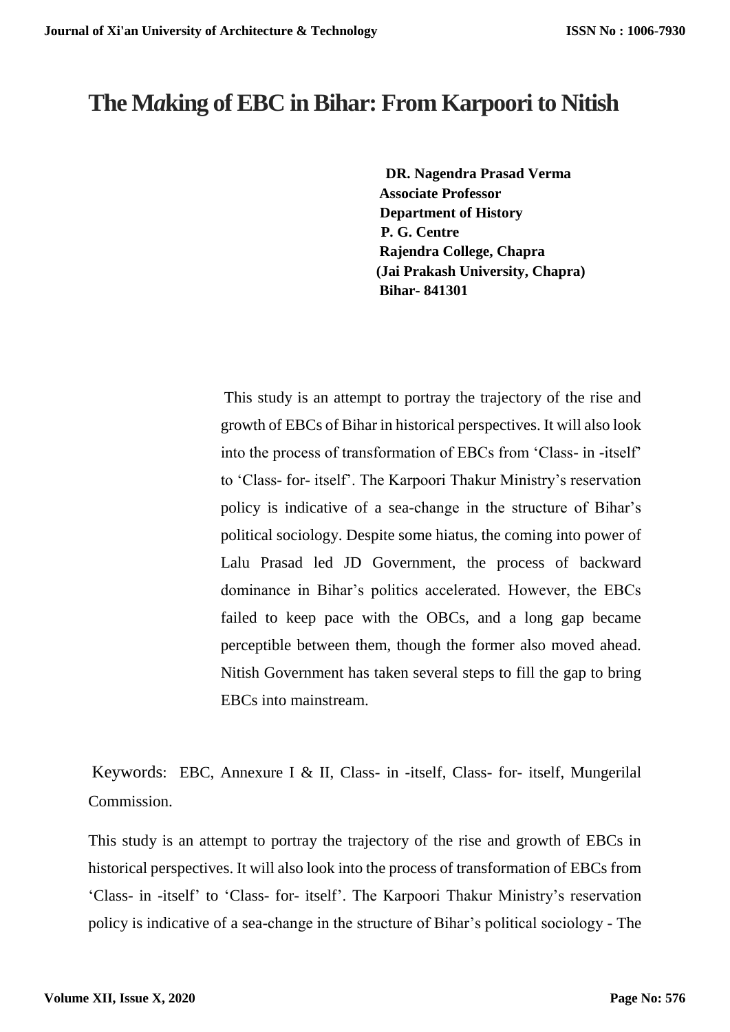// The Making of EBC in Bihar: From Karpoori to Nitish

**DR. Nagendra Prasad Verma**
**Associate Professor**
**Department of History**
**P. G. Centre**
**Rajendra College, Chapra**
**(Jai Prakash University, Chapra)**
**Bihar- 841301**

This study is an attempt to portray the trajectory of the rise and growth of EBCs of Bihar in historical perspectives. It will also look into the process of transformation of EBCs from 'Class- in -itself' to 'Class- for- itself'. The Karpoori Thakur Ministry's reservation policy is indicative of a sea-change in the structure of Bihar's political sociology. Despite some hiatus, the coming into power of Lalu Prasad led JD Government, the process of backward dominance in Bihar's politics accelerated. However, the EBCs failed to keep pace with the OBCs, and a long gap became perceptible between them, though the former also moved ahead. Nitish Government has taken several steps to fill the gap to bring EBCs into mainstream.

Keywords: EBC, Annexure I & II, Class- in -itself, Class- for- itself, Mungerilal Commission.

This study is an attempt to portray the trajectory of the rise and growth of EBCs in historical perspectives. It will also look into the process of transformation of EBCs from 'Class- in -itself' to 'Class- for- itself'. The Karpoori Thakur Ministry's reservation policy is indicative of a sea-change in the structure of Bihar's political sociology - The

# The Making of EBC in Bihar: From Karpoori to Nitish

**DR. Nagendra Prasad Verma**
**Associate Professor**
**Department of History**
**P. G. Centre**
**Rajendra College, Chapra**
**(Jai Prakash University, Chapra)**
**Bihar- 841301**

This study is an attempt to portray the trajectory of the rise and growth of EBCs of Bihar in historical perspectives. It will also look into the process of transformation of EBCs from 'Class- in -itself' to 'Class- for- itself'. The Karpoori Thakur Ministry's reservation policy is indicative of a sea-change in the structure of Bihar's political sociology. Despite some hiatus, the coming into power of Lalu Prasad led JD Government, the process of backward dominance in Bihar's politics accelerated. However, the EBCs failed to keep pace with the OBCs, and a long gap became perceptible between them, though the former also moved ahead. Nitish Government has taken several steps to fill the gap to bring EBCs into mainstream.

Keywords: EBC, Annexure I & II, Class- in -itself, Class- for- itself, Mungerilal Commission.

This study is an attempt to portray the trajectory of the rise and growth of EBCs in historical perspectives. It will also look into the process of transformation of EBCs from 'Class- in -itself' to 'Class- for- itself'. The Karpoori Thakur Ministry's reservation policy is indicative of a sea-change in the structure of Bihar's political sociology - The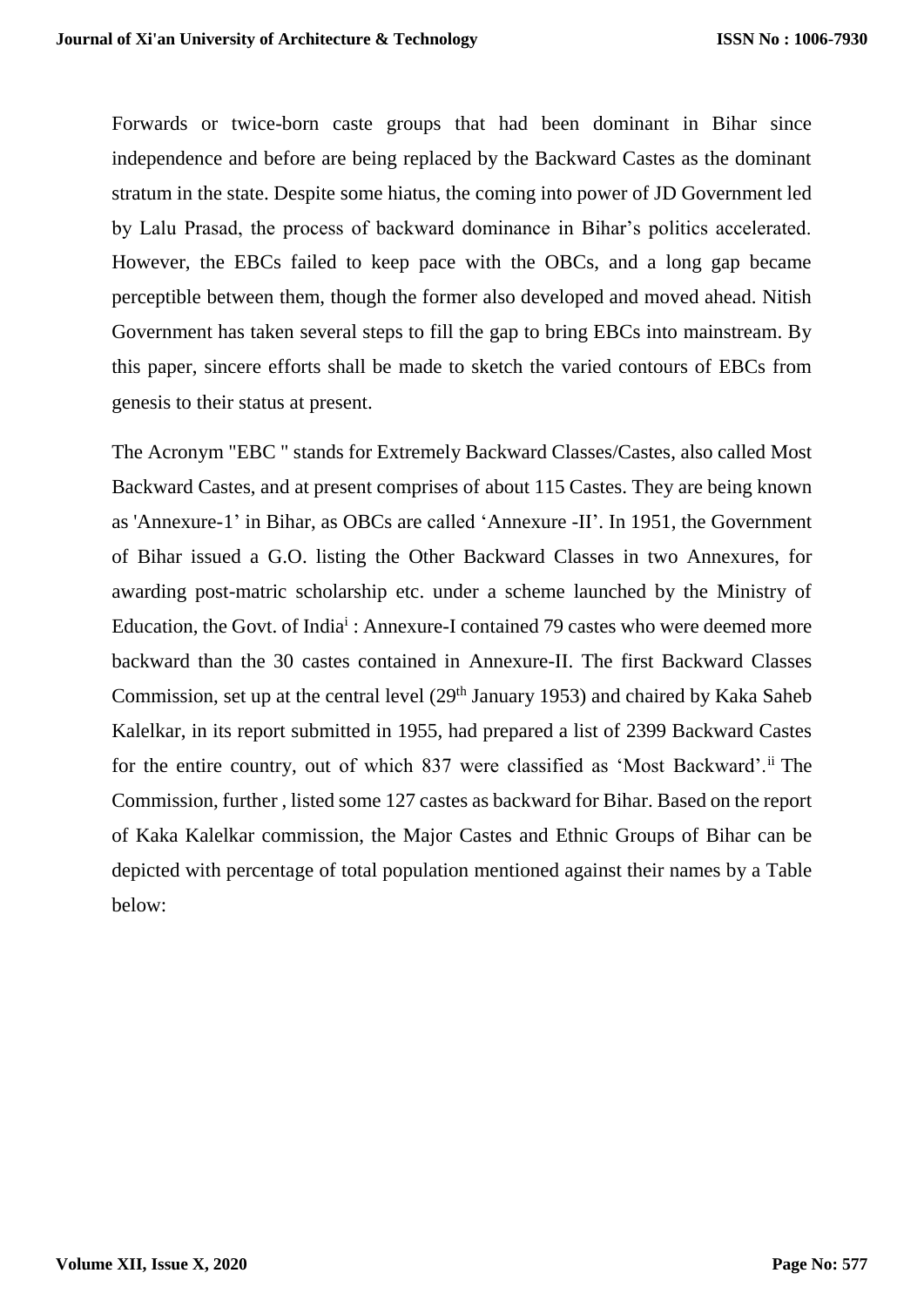Forwards or twice-born caste groups that had been dominant in Bihar since independence and before are being replaced by the Backward Castes as the dominant stratum in the state. Despite some hiatus, the coming into power of JD Government led by Lalu Prasad, the process of backward dominance in Bihar's politics accelerated. However, the EBCs failed to keep pace with the OBCs, and a long gap became perceptible between them, though the former also developed and moved ahead. Nitish Government has taken several steps to fill the gap to bring EBCs into mainstream. By this paper, sincere efforts shall be made to sketch the varied contours of EBCs from genesis to their status at present.

The Acronym "EBC " stands for Extremely Backward Classes/Castes, also called Most Backward Castes, and at present comprises of about 115 Castes. They are being known as 'Annexure-1' in Bihar, as OBCs are called 'Annexure -II'. In 1951, the Government of Bihar issued a G.O. listing the Other Backward Classes in two Annexures, for awarding post-matric scholarship etc. under a scheme launched by the Ministry of Education, the Govt. of India[i] : Annexure-I contained 79 castes who were deemed more backward than the 30 castes contained in Annexure-II. The first Backward Classes Commission, set up at the central level (29th January 1953) and chaired by Kaka Saheb Kalelkar, in its report submitted in 1955, had prepared a list of 2399 Backward Castes for the entire country, out of which 837 were classified as 'Most Backward'.[ii] The Commission, further , listed some 127 castes as backward for Bihar. Based on the report of Kaka Kalelkar commission, the Major Castes and Ethnic Groups of Bihar can be depicted with percentage of total population mentioned against their names by a Table below: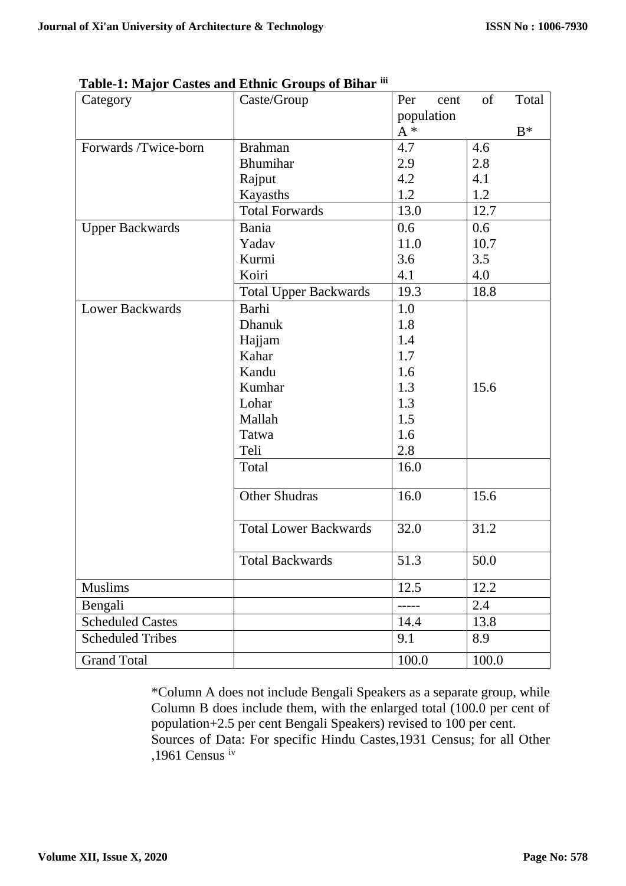**Table-1: Major Castes and Ethnic Groups of Bihar [iii]**

| Category | Caste/Group | Per cent of Total population A * | B* |
|---|---|---|---|
| Forwards /Twice-born | Brahman | 4.7 | 4.6 |
| | Bhumihar | 2.9 | 2.8 |
| | Rajput | 4.2 | 4.1 |
| | Kayasths | 1.2 | 1.2 |
| | Total Forwards | 13.0 | 12.7 |
| Upper Backwards | Bania | 0.6 | 0.6 |
| | Yadav | 11.0 | 10.7 |
| | Kurmi | 3.6 | 3.5 |
| | Koiri | 4.1 | 4.0 |
| | Total Upper Backwards | 19.3 | 18.8 |
| Lower Backwards | Barhi | 1.0 | |
| | Dhanuk | 1.8 | |
| | Hajjam | 1.4 | |
| | Kahar | 1.7 | |
| | Kandu | 1.6 | |
| | Kumhar | 1.3 | 15.6 |
| | Lohar | 1.3 | |
| | Mallah | 1.5 | |
| | Tatwa | 1.6 | |
| | Teli | 2.8 | |
| | Total | 16.0 | |
| | Other Shudras | 16.0 | 15.6 |
| | Total Lower Backwards | 32.0 | 31.2 |
| | Total Backwards | 51.3 | 50.0 |
| Muslims | | 12.5 | 12.2 |
| Bengali | | ----- | 2.4 |
| Scheduled Castes | | 14.4 | 13.8 |
| Scheduled Tribes | | 9.1 | 8.9 |
| Grand Total | | 100.0 | 100.0 |

*Column A does not include Bengali Speakers as a separate group, while Column B does include them, with the enlarged total (100.0 per cent of population+2.5 per cent Bengali Speakers) revised to 100 per cent.
Sources of Data: For specific Hindu Castes,1931 Census; for all Other ,1961 Census [iv]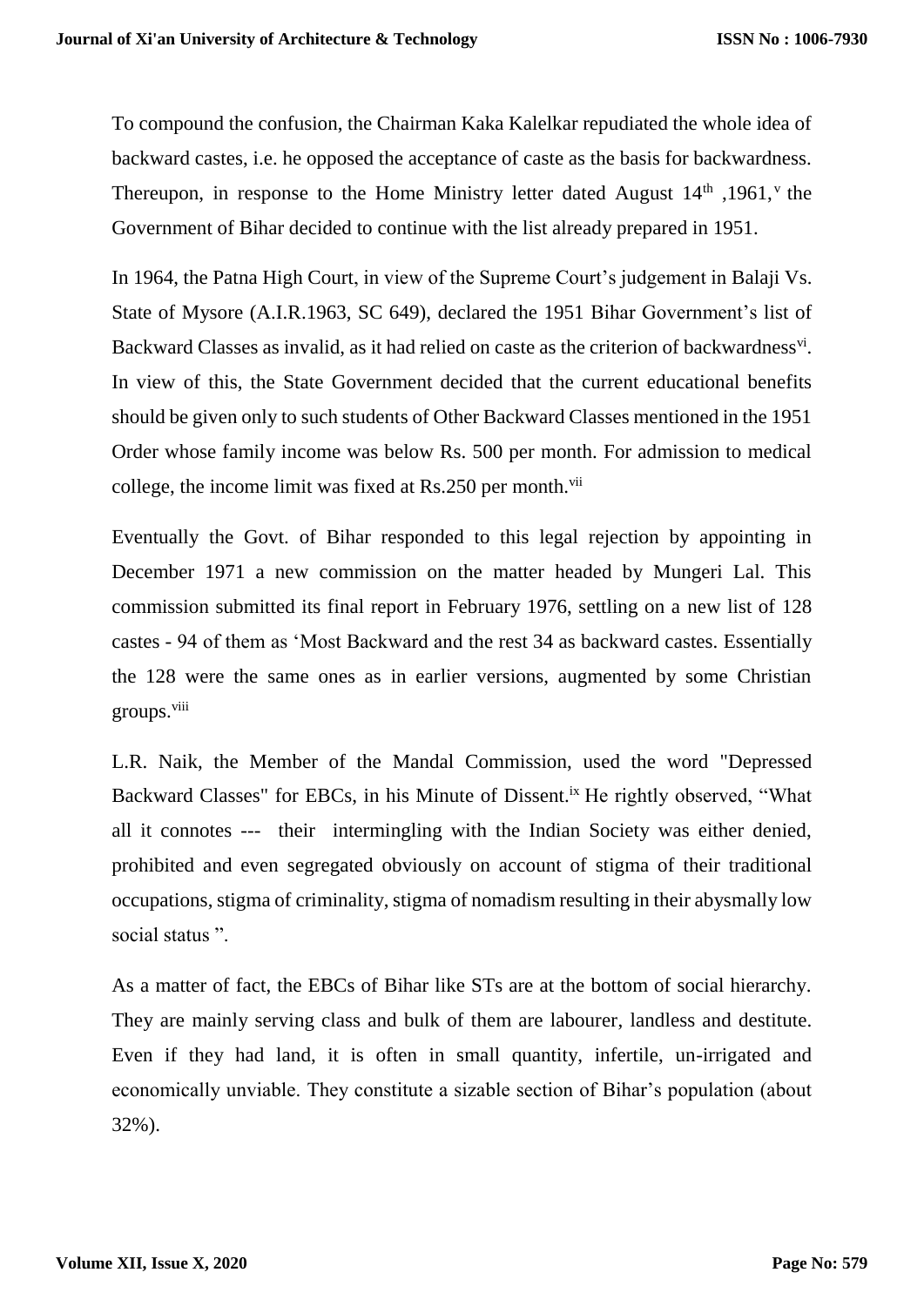To compound the confusion, the Chairman Kaka Kalelkar repudiated the whole idea of backward castes, i.e. he opposed the acceptance of caste as the basis for backwardness. Thereupon, in response to the Home Ministry letter dated August 14th ,1961,[v] the Government of Bihar decided to continue with the list already prepared in 1951.

In 1964, the Patna High Court, in view of the Supreme Court's judgement in Balaji Vs. State of Mysore (A.I.R.1963, SC 649), declared the 1951 Bihar Government's list of Backward Classes as invalid, as it had relied on caste as the criterion of backwardness[vi]. In view of this, the State Government decided that the current educational benefits should be given only to such students of Other Backward Classes mentioned in the 1951 Order whose family income was below Rs. 500 per month. For admission to medical college, the income limit was fixed at Rs.250 per month.[vii]

Eventually the Govt. of Bihar responded to this legal rejection by appointing in December 1971 a new commission on the matter headed by Mungeri Lal. This commission submitted its final report in February 1976, settling on a new list of 128 castes - 94 of them as 'Most Backward and the rest 34 as backward castes. Essentially the 128 were the same ones as in earlier versions, augmented by some Christian groups.[viii]

L.R. Naik, the Member of the Mandal Commission, used the word "Depressed Backward Classes" for EBCs, in his Minute of Dissent.[ix] He rightly observed, "What all it connotes --- their intermingling with the Indian Society was either denied, prohibited and even segregated obviously on account of stigma of their traditional occupations, stigma of criminality, stigma of nomadism resulting in their abysmally low social status ".

As a matter of fact, the EBCs of Bihar like STs are at the bottom of social hierarchy. They are mainly serving class and bulk of them are labourer, landless and destitute. Even if they had land, it is often in small quantity, infertile, un-irrigated and economically unviable. They constitute a sizable section of Bihar's population (about 32%).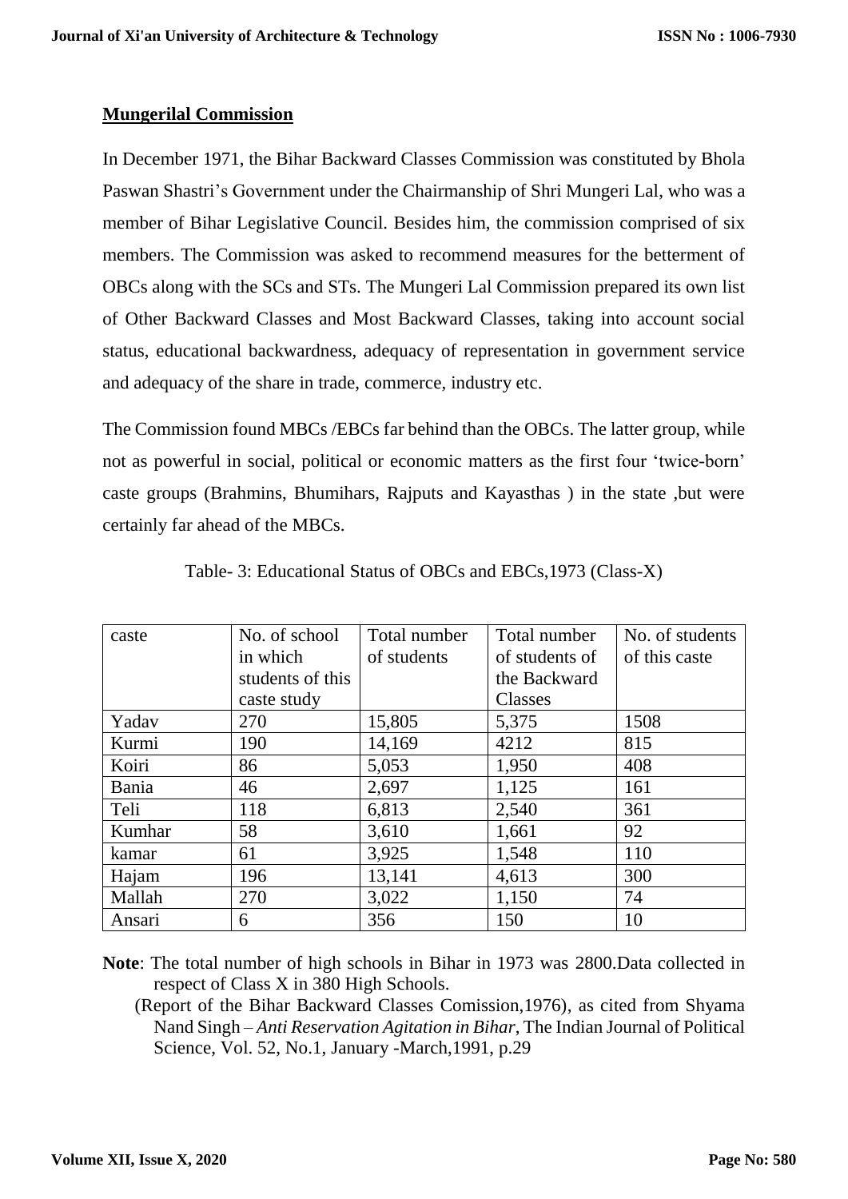## Mungerilal Commission

In December 1971, the Bihar Backward Classes Commission was constituted by Bhola Paswan Shastri's Government under the Chairmanship of Shri Mungeri Lal, who was a member of Bihar Legislative Council. Besides him, the commission comprised of six members. The Commission was asked to recommend measures for the betterment of OBCs along with the SCs and STs. The Mungeri Lal Commission prepared its own list of Other Backward Classes and Most Backward Classes, taking into account social status, educational backwardness, adequacy of representation in government service and adequacy of the share in trade, commerce, industry etc.

The Commission found MBCs /EBCs far behind than the OBCs. The latter group, while not as powerful in social, political or economic matters as the first four 'twice-born' caste groups (Brahmins, Bhumihars, Rajputs and Kayasthas ) in the state ,but were certainly far ahead of the MBCs.

Table- 3: Educational Status of OBCs and EBCs,1973 (Class-X)

| caste | No. of school in which students of this caste study | Total number of students | Total number of students of the Backward Classes | No. of students of this caste |
|---|---|---|---|---|
| Yadav | 270 | 15,805 | 5,375 | 1508 |
| Kurmi | 190 | 14,169 | 4212 | 815 |
| Koiri | 86 | 5,053 | 1,950 | 408 |
| Bania | 46 | 2,697 | 1,125 | 161 |
| Teli | 118 | 6,813 | 2,540 | 361 |
| Kumhar | 58 | 3,610 | 1,661 | 92 |
| kamar | 61 | 3,925 | 1,548 | 110 |
| Hajam | 196 | 13,141 | 4,613 | 300 |
| Mallah | 270 | 3,022 | 1,150 | 74 |
| Ansari | 6 | 356 | 150 | 10 |

**Note**: The total number of high schools in Bihar in 1973 was 2800.Data collected in respect of Class X in 380 High Schools.

(Report of the Bihar Backward Classes Comission,1976), as cited from Shyama Nand Singh – *Anti Reservation Agitation in Bihar*, The Indian Journal of Political Science, Vol. 52, No.1, January -March,1991, p.29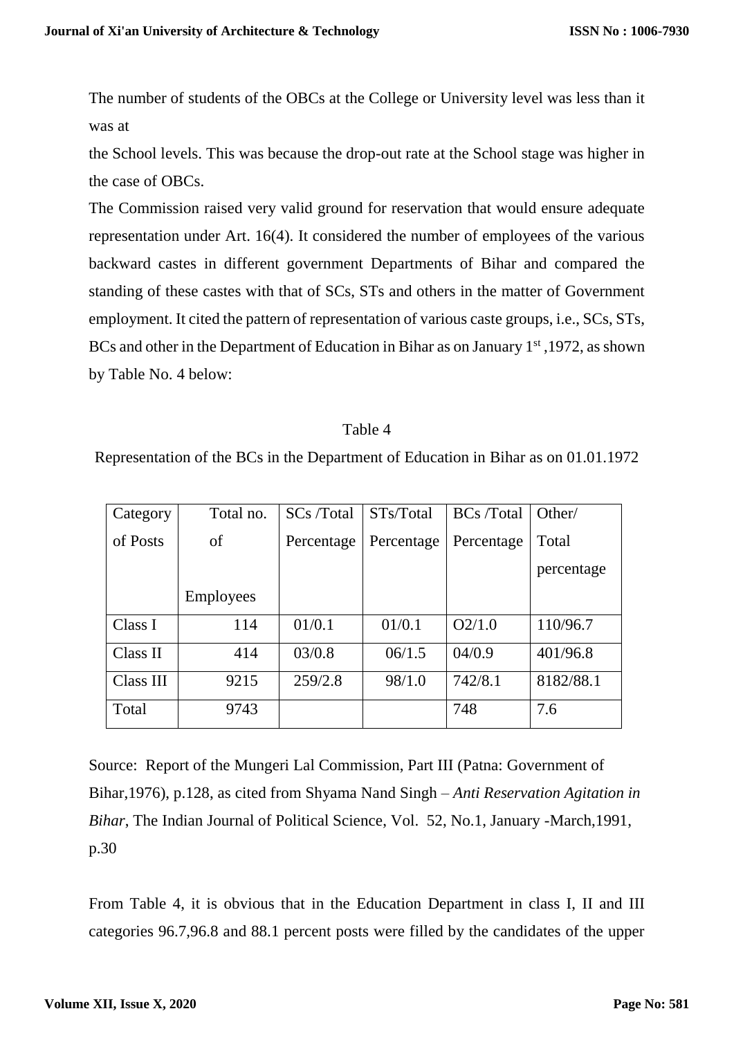The number of students of the OBCs at the College or University level was less than it was at

the School levels. This was because the drop-out rate at the School stage was higher in the case of OBCs.

The Commission raised very valid ground for reservation that would ensure adequate representation under Art. 16(4). It considered the number of employees of the various backward castes in different government Departments of Bihar and compared the standing of these castes with that of SCs, STs and others in the matter of Government employment. It cited the pattern of representation of various caste groups, i.e., SCs, STs, BCs and other in the Department of Education in Bihar as on January 1st ,1972, as shown by Table No. 4 below:

Table 4

Representation of the BCs in the Department of Education in Bihar as on 01.01.1972

| Category of Posts | Total no. of Employees | SCs /Total Percentage | STs/Total Percentage | BCs /Total Percentage | Other/ Total percentage |
|---|---|---|---|---|---|
| Class I | 114 | 01/0.1 | 01/0.1 | O2/1.0 | 110/96.7 |
| Class II | 414 | 03/0.8 | 06/1.5 | 04/0.9 | 401/96.8 |
| Class III | 9215 | 259/2.8 | 98/1.0 | 742/8.1 | 8182/88.1 |
| Total | 9743 | | | 748 | 7.6 |

Source: Report of the Mungeri Lal Commission, Part III (Patna: Government of Bihar,1976), p.128, as cited from Shyama Nand Singh – *Anti Reservation Agitation in Bihar*, The Indian Journal of Political Science, Vol. 52, No.1, January -March,1991, p.30

From Table 4, it is obvious that in the Education Department in class I, II and III categories 96.7,96.8 and 88.1 percent posts were filled by the candidates of the upper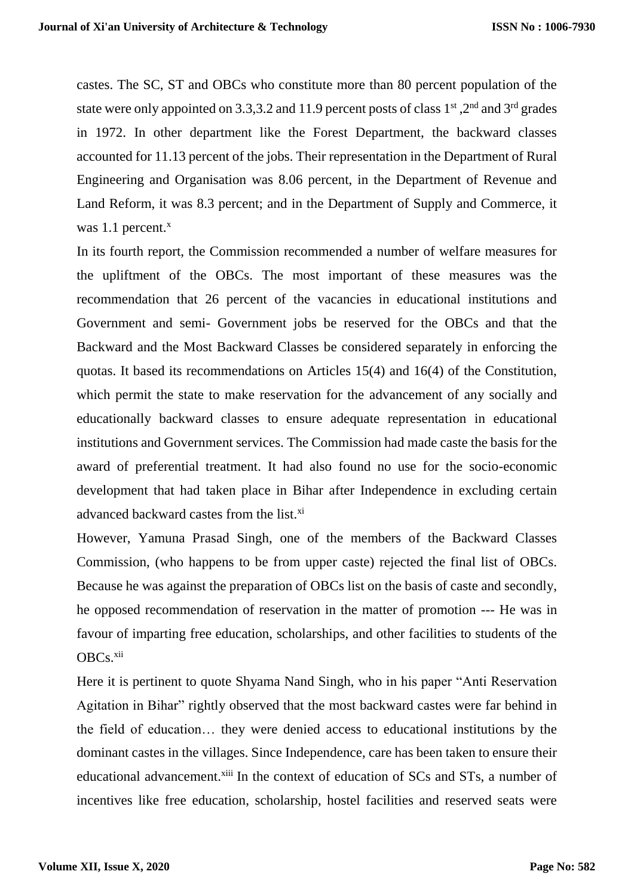castes. The SC, ST and OBCs who constitute more than 80 percent population of the state were only appointed on 3.3,3.2 and 11.9 percent posts of class 1st ,2nd and 3rd grades in 1972. In other department like the Forest Department, the backward classes accounted for 11.13 percent of the jobs. Their representation in the Department of Rural Engineering and Organisation was 8.06 percent, in the Department of Revenue and Land Reform, it was 8.3 percent; and in the Department of Supply and Commerce, it was 1.1 percent.[x]

In its fourth report, the Commission recommended a number of welfare measures for the upliftment of the OBCs. The most important of these measures was the recommendation that 26 percent of the vacancies in educational institutions and Government and semi- Government jobs be reserved for the OBCs and that the Backward and the Most Backward Classes be considered separately in enforcing the quotas. It based its recommendations on Articles 15(4) and 16(4) of the Constitution, which permit the state to make reservation for the advancement of any socially and educationally backward classes to ensure adequate representation in educational institutions and Government services. The Commission had made caste the basis for the award of preferential treatment. It had also found no use for the socio-economic development that had taken place in Bihar after Independence in excluding certain advanced backward castes from the list.[xi]

However, Yamuna Prasad Singh, one of the members of the Backward Classes Commission, (who happens to be from upper caste) rejected the final list of OBCs. Because he was against the preparation of OBCs list on the basis of caste and secondly, he opposed recommendation of reservation in the matter of promotion --- He was in favour of imparting free education, scholarships, and other facilities to students of the OBCs.[xii]

Here it is pertinent to quote Shyama Nand Singh, who in his paper "Anti Reservation Agitation in Bihar" rightly observed that the most backward castes were far behind in the field of education… they were denied access to educational institutions by the dominant castes in the villages. Since Independence, care has been taken to ensure their educational advancement.[xiii] In the context of education of SCs and STs, a number of incentives like free education, scholarship, hostel facilities and reserved seats were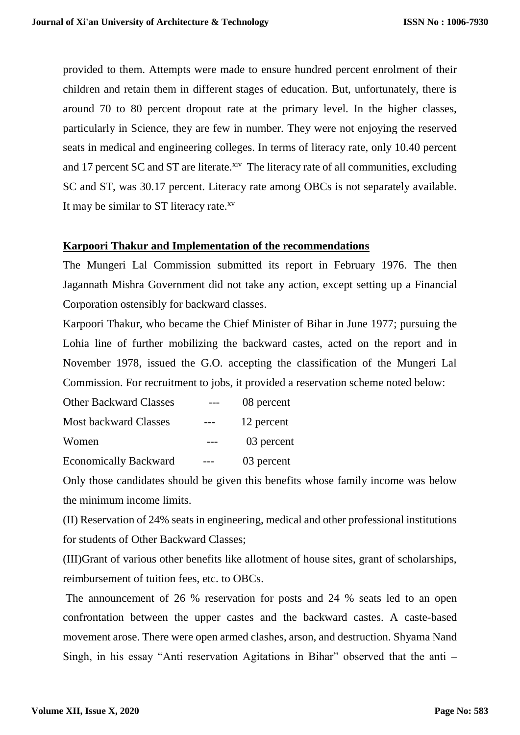provided to them. Attempts were made to ensure hundred percent enrolment of their children and retain them in different stages of education. But, unfortunately, there is around 70 to 80 percent dropout rate at the primary level. In the higher classes, particularly in Science, they are few in number. They were not enjoying the reserved seats in medical and engineering colleges. In terms of literacy rate, only 10.40 percent and 17 percent SC and ST are literate.[xiv] The literacy rate of all communities, excluding SC and ST, was 30.17 percent. Literacy rate among OBCs is not separately available. It may be similar to ST literacy rate.[xv]

**Karpoori Thakur and Implementation of the recommendations**

The Mungeri Lal Commission submitted its report in February 1976. The then Jagannath Mishra Government did not take any action, except setting up a Financial Corporation ostensibly for backward classes.

Karpoori Thakur, who became the Chief Minister of Bihar in June 1977; pursuing the Lohia line of further mobilizing the backward castes, acted on the report and in November 1978, issued the G.O. accepting the classification of the Mungeri Lal Commission. For recruitment to jobs, it provided a reservation scheme noted below:

| | | |
|---|---|---|
| Other Backward Classes | --- | 08 percent |
| Most backward Classes | --- | 12 percent |
| Women | --- | 03 percent |
| Economically Backward | --- | 03 percent |

Only those candidates should be given this benefits whose family income was below the minimum income limits.

(II) Reservation of 24% seats in engineering, medical and other professional institutions for students of Other Backward Classes;

(III)Grant of various other benefits like allotment of house sites, grant of scholarships, reimbursement of tuition fees, etc. to OBCs.

The announcement of 26 % reservation for posts and 24 % seats led to an open confrontation between the upper castes and the backward castes. A caste-based movement arose. There were open armed clashes, arson, and destruction. Shyama Nand Singh, in his essay "Anti reservation Agitations in Bihar" observed that the anti –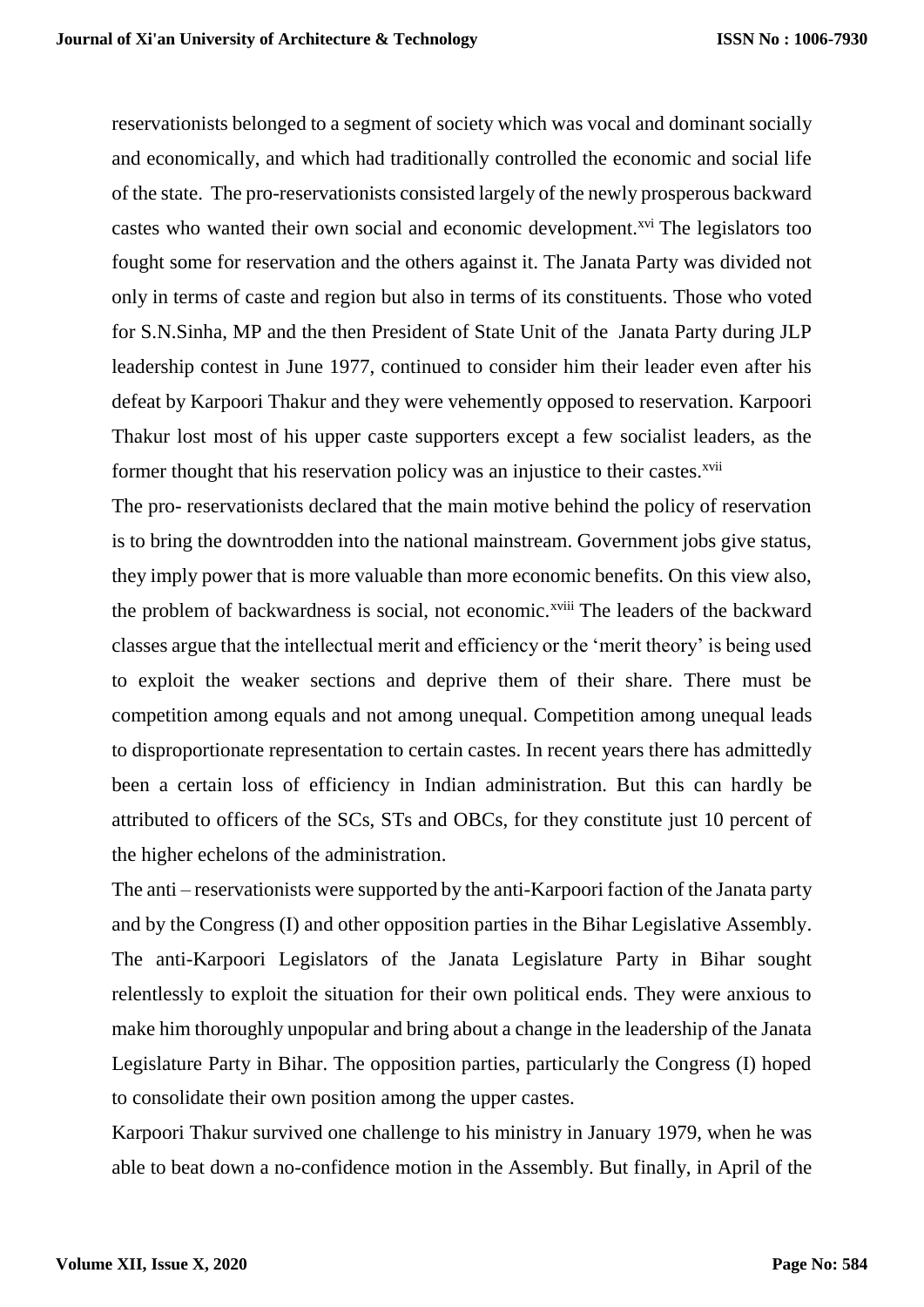reservationists belonged to a segment of society which was vocal and dominant socially and economically, and which had traditionally controlled the economic and social life of the state. The pro-reservationists consisted largely of the newly prosperous backward castes who wanted their own social and economic development.[xvi] The legislators too fought some for reservation and the others against it. The Janata Party was divided not only in terms of caste and region but also in terms of its constituents. Those who voted for S.N.Sinha, MP and the then President of State Unit of the Janata Party during JLP leadership contest in June 1977, continued to consider him their leader even after his defeat by Karpoori Thakur and they were vehemently opposed to reservation. Karpoori Thakur lost most of his upper caste supporters except a few socialist leaders, as the former thought that his reservation policy was an injustice to their castes.[xvii]

The pro- reservationists declared that the main motive behind the policy of reservation is to bring the downtrodden into the national mainstream. Government jobs give status, they imply power that is more valuable than more economic benefits. On this view also, the problem of backwardness is social, not economic.[xviii] The leaders of the backward classes argue that the intellectual merit and efficiency or the 'merit theory' is being used to exploit the weaker sections and deprive them of their share. There must be competition among equals and not among unequal. Competition among unequal leads to disproportionate representation to certain castes. In recent years there has admittedly been a certain loss of efficiency in Indian administration. But this can hardly be attributed to officers of the SCs, STs and OBCs, for they constitute just 10 percent of the higher echelons of the administration.

The anti – reservationists were supported by the anti-Karpoori faction of the Janata party and by the Congress (I) and other opposition parties in the Bihar Legislative Assembly. The anti-Karpoori Legislators of the Janata Legislature Party in Bihar sought relentlessly to exploit the situation for their own political ends. They were anxious to make him thoroughly unpopular and bring about a change in the leadership of the Janata Legislature Party in Bihar. The opposition parties, particularly the Congress (I) hoped to consolidate their own position among the upper castes.

Karpoori Thakur survived one challenge to his ministry in January 1979, when he was able to beat down a no-confidence motion in the Assembly. But finally, in April of the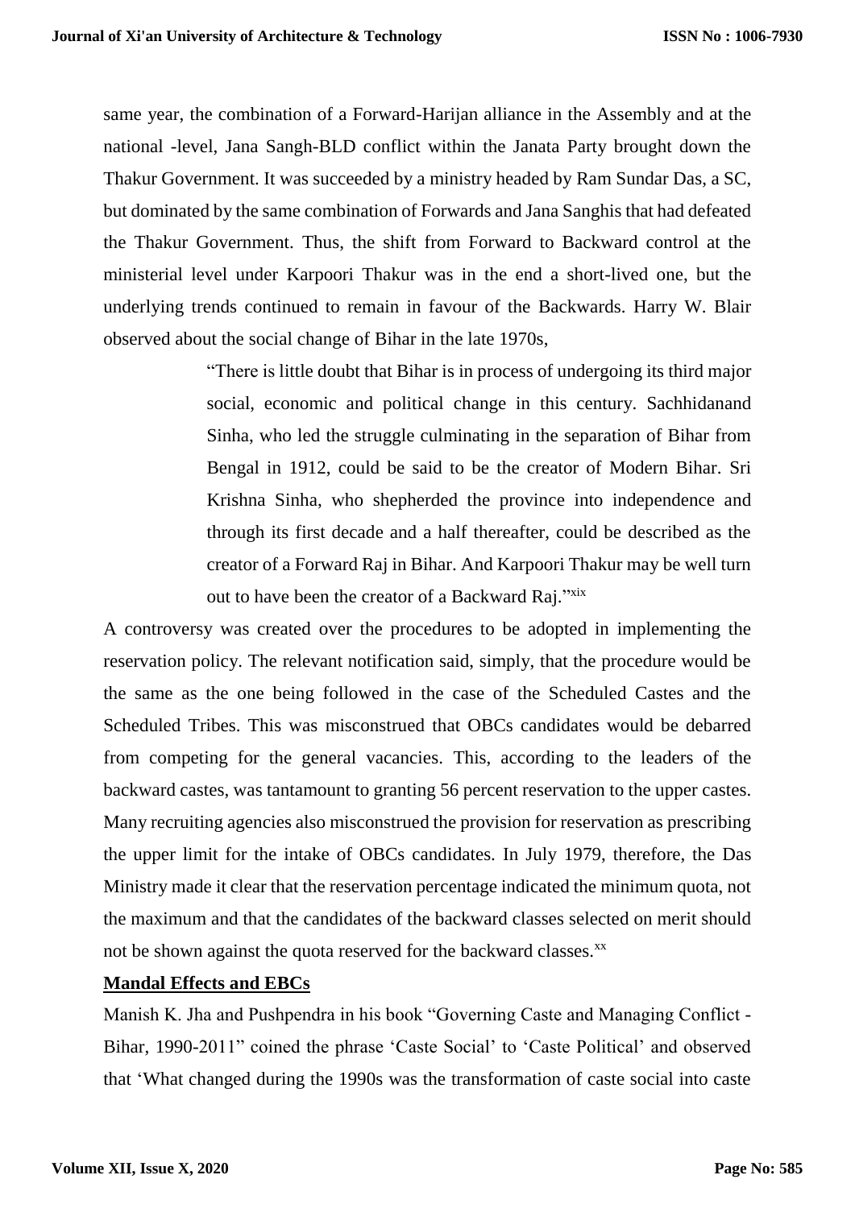same year, the combination of a Forward-Harijan alliance in the Assembly and at the national -level, Jana Sangh-BLD conflict within the Janata Party brought down the Thakur Government. It was succeeded by a ministry headed by Ram Sundar Das, a SC, but dominated by the same combination of Forwards and Jana Sanghis that had defeated the Thakur Government. Thus, the shift from Forward to Backward control at the ministerial level under Karpoori Thakur was in the end a short-lived one, but the underlying trends continued to remain in favour of the Backwards. Harry W. Blair observed about the social change of Bihar in the late 1970s,

> "There is little doubt that Bihar is in process of undergoing its third major social, economic and political change in this century. Sachhidanand Sinha, who led the struggle culminating in the separation of Bihar from Bengal in 1912, could be said to be the creator of Modern Bihar. Sri Krishna Sinha, who shepherded the province into independence and through its first decade and a half thereafter, could be described as the creator of a Forward Raj in Bihar. And Karpoori Thakur may be well turn out to have been the creator of a Backward Raj."[xix]

A controversy was created over the procedures to be adopted in implementing the reservation policy. The relevant notification said, simply, that the procedure would be the same as the one being followed in the case of the Scheduled Castes and the Scheduled Tribes. This was misconstrued that OBCs candidates would be debarred from competing for the general vacancies. This, according to the leaders of the backward castes, was tantamount to granting 56 percent reservation to the upper castes. Many recruiting agencies also misconstrued the provision for reservation as prescribing the upper limit for the intake of OBCs candidates. In July 1979, therefore, the Das Ministry made it clear that the reservation percentage indicated the minimum quota, not the maximum and that the candidates of the backward classes selected on merit should not be shown against the quota reserved for the backward classes.[xx]

## Mandal Effects and EBCs

Manish K. Jha and Pushpendra in his book "Governing Caste and Managing Conflict - Bihar, 1990-2011" coined the phrase 'Caste Social' to 'Caste Political' and observed that 'What changed during the 1990s was the transformation of caste social into caste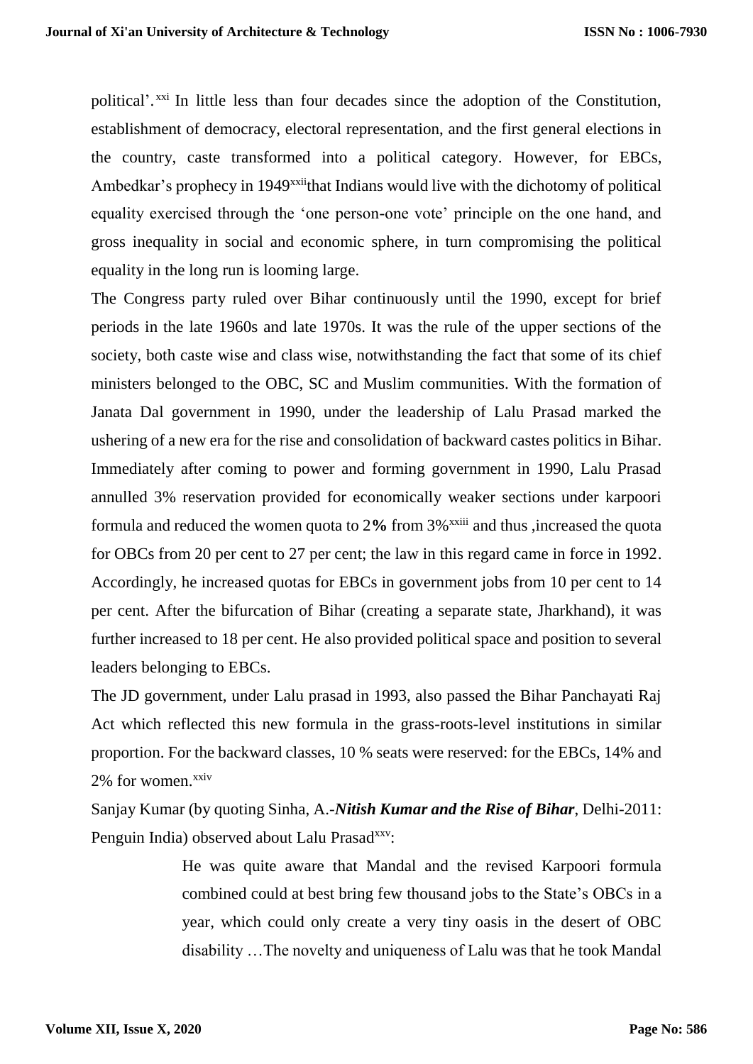political'.[xxi] In little less than four decades since the adoption of the Constitution, establishment of democracy, electoral representation, and the first general elections in the country, caste transformed into a political category. However, for EBCs, Ambedkar's prophecy in 1949[xxii]that Indians would live with the dichotomy of political equality exercised through the 'one person-one vote' principle on the one hand, and gross inequality in social and economic sphere, in turn compromising the political equality in the long run is looming large.

The Congress party ruled over Bihar continuously until the 1990, except for brief periods in the late 1960s and late 1970s. It was the rule of the upper sections of the society, both caste wise and class wise, notwithstanding the fact that some of its chief ministers belonged to the OBC, SC and Muslim communities. With the formation of Janata Dal government in 1990, under the leadership of Lalu Prasad marked the ushering of a new era for the rise and consolidation of backward castes politics in Bihar. Immediately after coming to power and forming government in 1990, Lalu Prasad annulled 3% reservation provided for economically weaker sections under karpoori formula and reduced the women quota to 2**%** from 3%[xxiii] and thus ,increased the quota for OBCs from 20 per cent to 27 per cent; the law in this regard came in force in 1992. Accordingly, he increased quotas for EBCs in government jobs from 10 per cent to 14 per cent. After the bifurcation of Bihar (creating a separate state, Jharkhand), it was further increased to 18 per cent. He also provided political space and position to several leaders belonging to EBCs.

The JD government, under Lalu prasad in 1993, also passed the Bihar Panchayati Raj Act which reflected this new formula in the grass-roots-level institutions in similar proportion. For the backward classes, 10 % seats were reserved: for the EBCs, 14% and 2% for women.[xxiv]

Sanjay Kumar (by quoting Sinha, A.-***Nitish Kumar and the Rise of Bihar***, Delhi-2011: Penguin India) observed about Lalu Prasad[xxv]:

> He was quite aware that Mandal and the revised Karpoori formula combined could at best bring few thousand jobs to the State's OBCs in a year, which could only create a very tiny oasis in the desert of OBC disability …The novelty and uniqueness of Lalu was that he took Mandal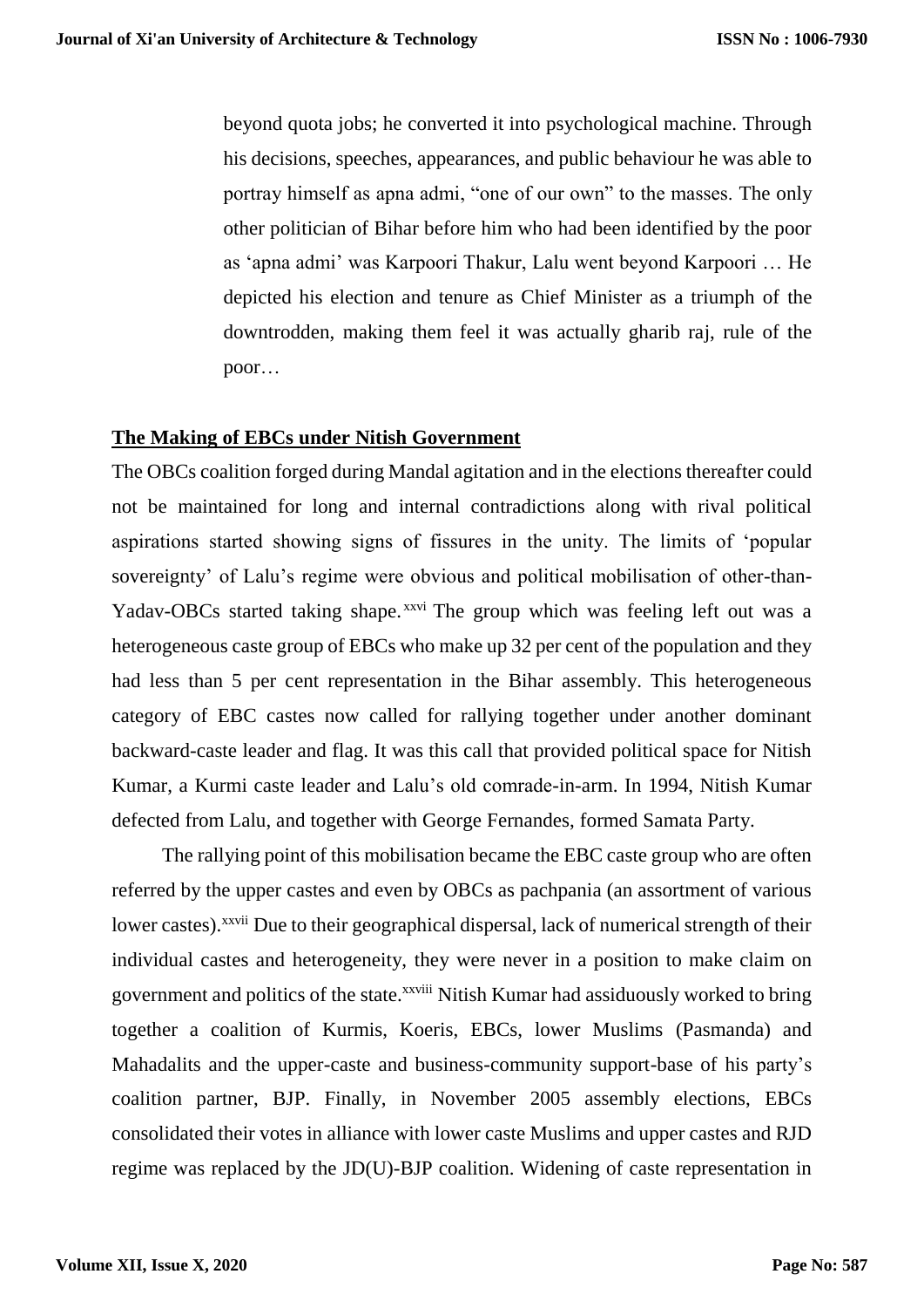> beyond quota jobs; he converted it into psychological machine. Through his decisions, speeches, appearances, and public behaviour he was able to portray himself as apna admi, "one of our own" to the masses. The only other politician of Bihar before him who had been identified by the poor as 'apna admi' was Karpoori Thakur, Lalu went beyond Karpoori … He depicted his election and tenure as Chief Minister as a triumph of the downtrodden, making them feel it was actually gharib raj, rule of the poor…

## The Making of EBCs under Nitish Government

The OBCs coalition forged during Mandal agitation and in the elections thereafter could not be maintained for long and internal contradictions along with rival political aspirations started showing signs of fissures in the unity. The limits of 'popular sovereignty' of Lalu's regime were obvious and political mobilisation of other-than-Yadav-OBCs started taking shape.[xxvi] The group which was feeling left out was a heterogeneous caste group of EBCs who make up 32 per cent of the population and they had less than 5 per cent representation in the Bihar assembly. This heterogeneous category of EBC castes now called for rallying together under another dominant backward-caste leader and flag. It was this call that provided political space for Nitish Kumar, a Kurmi caste leader and Lalu's old comrade-in-arm. In 1994, Nitish Kumar defected from Lalu, and together with George Fernandes, formed Samata Party.

The rallying point of this mobilisation became the EBC caste group who are often referred by the upper castes and even by OBCs as pachpania (an assortment of various lower castes).[xxvii] Due to their geographical dispersal, lack of numerical strength of their individual castes and heterogeneity, they were never in a position to make claim on government and politics of the state.[xxviii] Nitish Kumar had assiduously worked to bring together a coalition of Kurmis, Koeris, EBCs, lower Muslims (Pasmanda) and Mahadalits and the upper-caste and business-community support-base of his party's coalition partner, BJP. Finally, in November 2005 assembly elections, EBCs consolidated their votes in alliance with lower caste Muslims and upper castes and RJD regime was replaced by the JD(U)-BJP coalition. Widening of caste representation in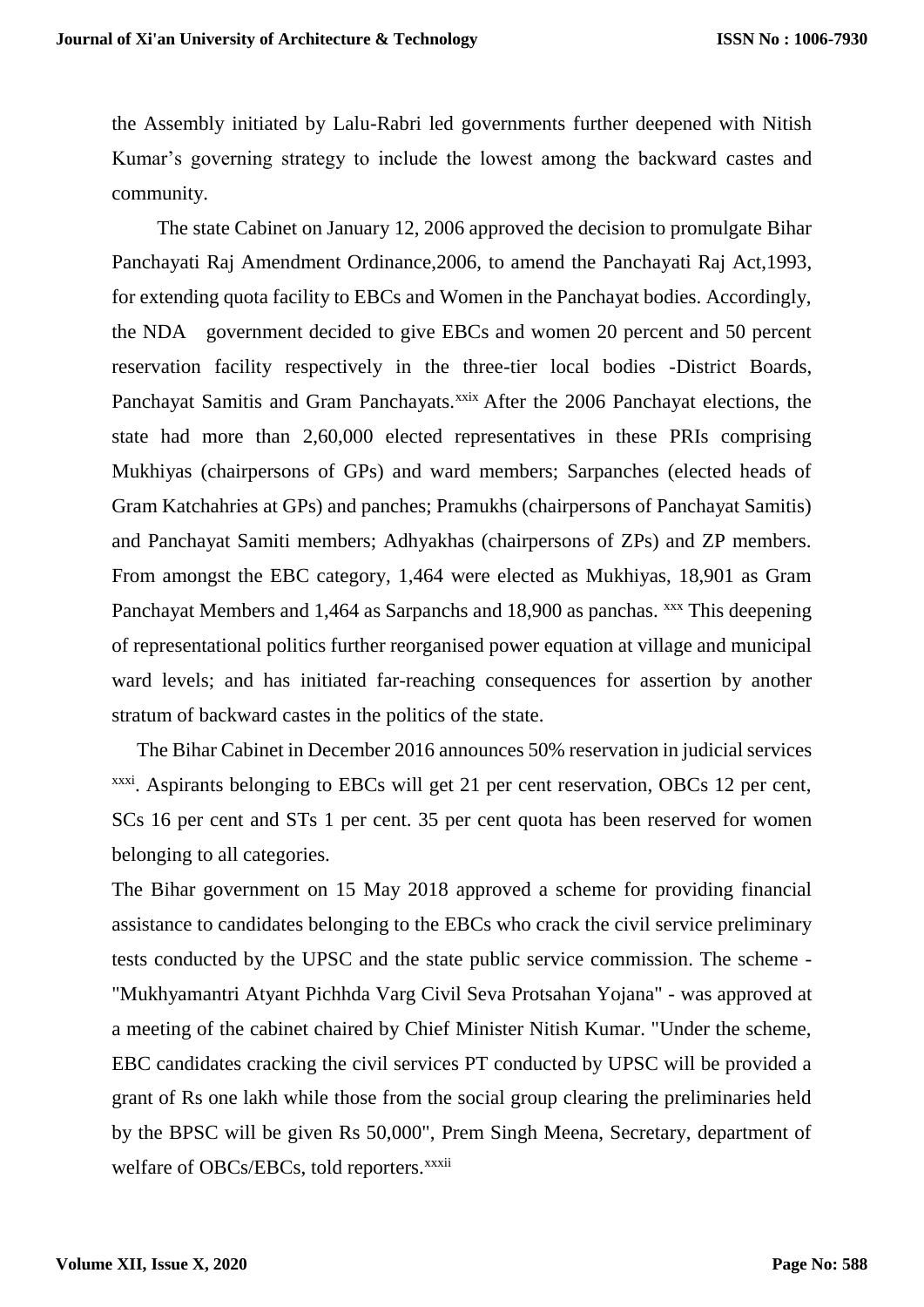the Assembly initiated by Lalu-Rabri led governments further deepened with Nitish Kumar's governing strategy to include the lowest among the backward castes and community.

The state Cabinet on January 12, 2006 approved the decision to promulgate Bihar Panchayati Raj Amendment Ordinance,2006, to amend the Panchayati Raj Act,1993, for extending quota facility to EBCs and Women in the Panchayat bodies. Accordingly, the NDA government decided to give EBCs and women 20 percent and 50 percent reservation facility respectively in the three-tier local bodies -District Boards, Panchayat Samitis and Gram Panchayats.[xxix] After the 2006 Panchayat elections, the state had more than 2,60,000 elected representatives in these PRIs comprising Mukhiyas (chairpersons of GPs) and ward members; Sarpanches (elected heads of Gram Katchahries at GPs) and panches; Pramukhs (chairpersons of Panchayat Samitis) and Panchayat Samiti members; Adhyakhas (chairpersons of ZPs) and ZP members. From amongst the EBC category, 1,464 were elected as Mukhiyas, 18,901 as Gram Panchayat Members and 1,464 as Sarpanchs and 18,900 as panchas. [xxx] This deepening of representational politics further reorganised power equation at village and municipal ward levels; and has initiated far-reaching consequences for assertion by another stratum of backward castes in the politics of the state.

The Bihar Cabinet in December 2016 announces 50% reservation in judicial services [xxxi]. Aspirants belonging to EBCs will get 21 per cent reservation, OBCs 12 per cent, SCs 16 per cent and STs 1 per cent. 35 per cent quota has been reserved for women belonging to all categories.

The Bihar government on 15 May 2018 approved a scheme for providing financial assistance to candidates belonging to the EBCs who crack the civil service preliminary tests conducted by the UPSC and the state public service commission. The scheme - "Mukhyamantri Atyant Pichhda Varg Civil Seva Protsahan Yojana" - was approved at a meeting of the cabinet chaired by Chief Minister Nitish Kumar. "Under the scheme, EBC candidates cracking the civil services PT conducted by UPSC will be provided a grant of Rs one lakh while those from the social group clearing the preliminaries held by the BPSC will be given Rs 50,000", Prem Singh Meena, Secretary, department of welfare of OBCs/EBCs, told reporters.[xxxii]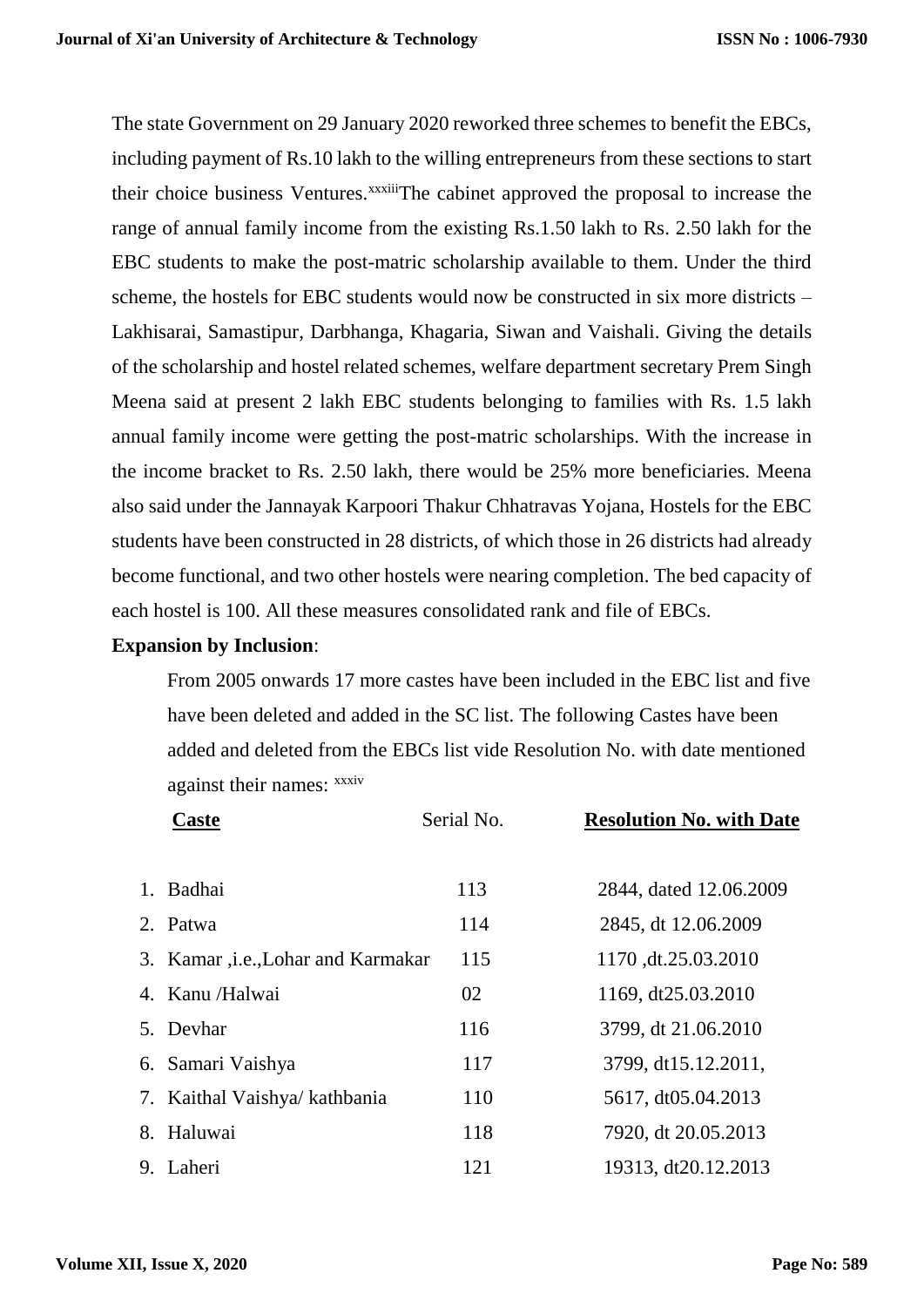The state Government on 29 January 2020 reworked three schemes to benefit the EBCs, including payment of Rs.10 lakh to the willing entrepreneurs from these sections to start their choice business Ventures.[xxxiii] The cabinet approved the proposal to increase the range of annual family income from the existing Rs.1.50 lakh to Rs. 2.50 lakh for the EBC students to make the post-matric scholarship available to them. Under the third scheme, the hostels for EBC students would now be constructed in six more districts – Lakhisarai, Samastipur, Darbhanga, Khagaria, Siwan and Vaishali. Giving the details of the scholarship and hostel related schemes, welfare department secretary Prem Singh Meena said at present 2 lakh EBC students belonging to families with Rs. 1.5 lakh annual family income were getting the post-matric scholarships. With the increase in the income bracket to Rs. 2.50 lakh, there would be 25% more beneficiaries. Meena also said under the Jannayak Karpoori Thakur Chhatravas Yojana, Hostels for the EBC students have been constructed in 28 districts, of which those in 26 districts had already become functional, and two other hostels were nearing completion. The bed capacity of each hostel is 100. All these measures consolidated rank and file of EBCs.

**Expansion by Inclusion**:

From 2005 onwards 17 more castes have been included in the EBC list and five have been deleted and added in the SC list. The following Castes have been added and deleted from the EBCs list vide Resolution No. with date mentioned against their names: [xxxiv]

| Caste | Serial No. | Resolution No. with Date |
|---|---|---|
| 1. Badhai | 113 | 2844, dated 12.06.2009 |
| 2. Patwa | 114 | 2845, dt 12.06.2009 |
| 3. Kamar ,i.e.,Lohar and Karmakar | 115 | 1170 ,dt.25.03.2010 |
| 4. Kanu /Halwai | 02 | 1169, dt25.03.2010 |
| 5. Devhar | 116 | 3799, dt 21.06.2010 |
| 6. Samari Vaishya | 117 | 3799, dt15.12.2011, |
| 7. Kaithal Vaishya/ kathbania | 110 | 5617, dt05.04.2013 |
| 8. Haluwai | 118 | 7920, dt 20.05.2013 |
| 9. Laheri | 121 | 19313, dt20.12.2013 |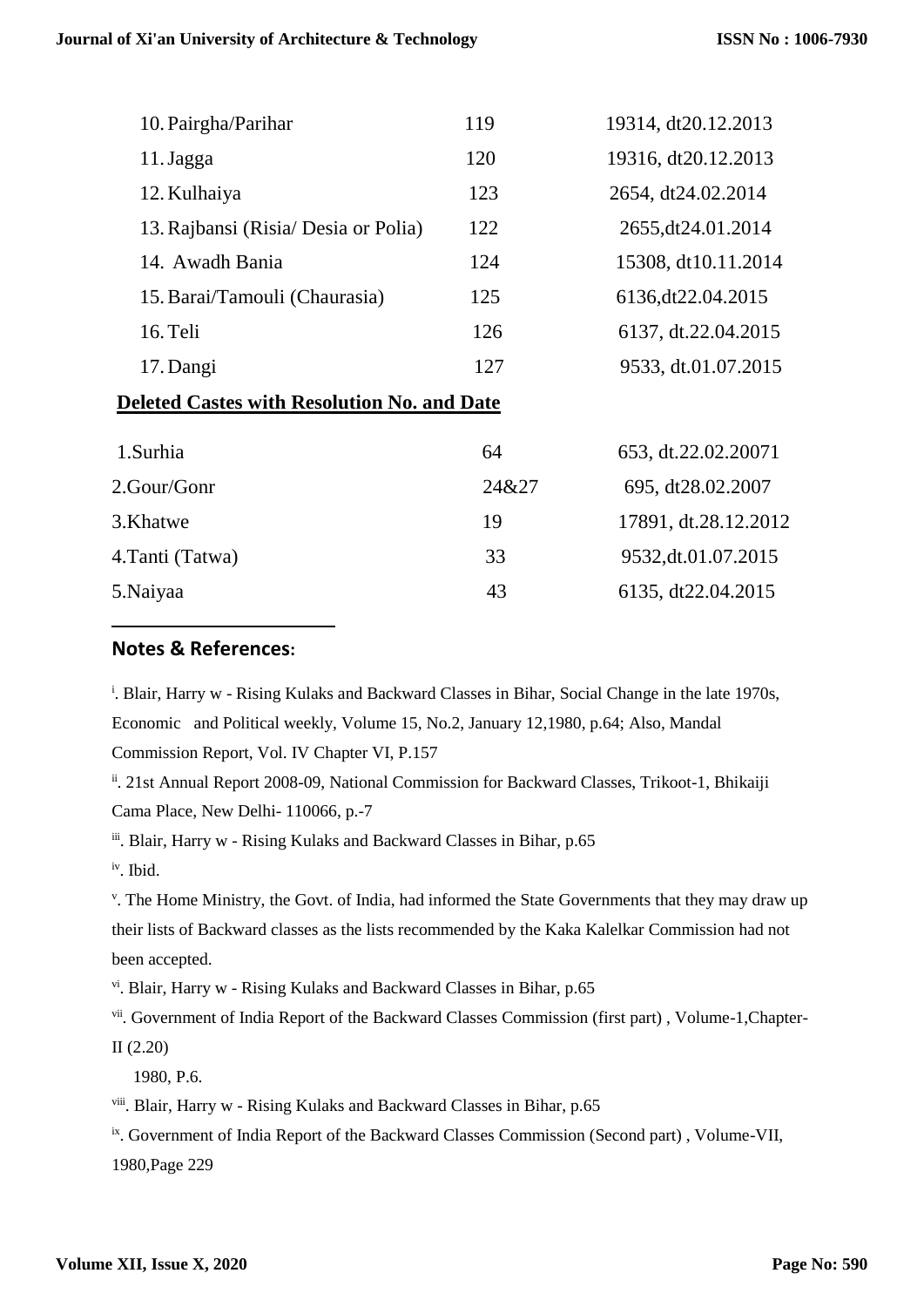| | | |
|---|---|---|
| 10. Pairgha/Parihar | 119 | 19314, dt20.12.2013 |
| 11. Jagga | 120 | 19316, dt20.12.2013 |
| 12. Kulhaiya | 123 | 2654, dt24.02.2014 |
| 13. Rajbansi (Risia/ Desia or Polia) | 122 | 2655,dt24.01.2014 |
| 14. Awadh Bania | 124 | 15308, dt10.11.2014 |
| 15. Barai/Tamouli (Chaurasia) | 125 | 6136,dt22.04.2015 |
| 16. Teli | 126 | 6137, dt.22.04.2015 |
| 17. Dangi | 127 | 9533, dt.01.07.2015 |

**Deleted Castes with Resolution No. and Date**

| | | |
|---|---|---|
| 1.Surhia | 64 | 653, dt.22.02.20071 |
| 2.Gour/Gonr | 24&27 | 695, dt28.02.2007 |
| 3.Khatwe | 19 | 17891, dt.28.12.2012 |
| 4.Tanti (Tatwa) | 33 | 9532,dt.01.07.2015 |
| 5.Naiyaa | 43 | 6135, dt22.04.2015 |

## Notes & References:

[i]. Blair, Harry w - Rising Kulaks and Backward Classes in Bihar, Social Change in the late 1970s, Economic and Political weekly, Volume 15, No.2, January 12,1980, p.64; Also, Mandal Commission Report, Vol. IV Chapter VI, P.157

[ii]. 21st Annual Report 2008-09, National Commission for Backward Classes, Trikoot-1, Bhikaiji Cama Place, New Delhi- 110066, p.-7

[iii]. Blair, Harry w - Rising Kulaks and Backward Classes in Bihar, p.65

[iv]. Ibid.

[v]. The Home Ministry, the Govt. of India, had informed the State Governments that they may draw up their lists of Backward classes as the lists recommended by the Kaka Kalelkar Commission had not been accepted.

[vi]. Blair, Harry w - Rising Kulaks and Backward Classes in Bihar, p.65

[vii]. Government of India Report of the Backward Classes Commission (first part) , Volume-1,Chapter-II (2.20)
1980, P.6.

[viii]. Blair, Harry w - Rising Kulaks and Backward Classes in Bihar, p.65

[ix]. Government of India Report of the Backward Classes Commission (Second part) , Volume-VII, 1980,Page 229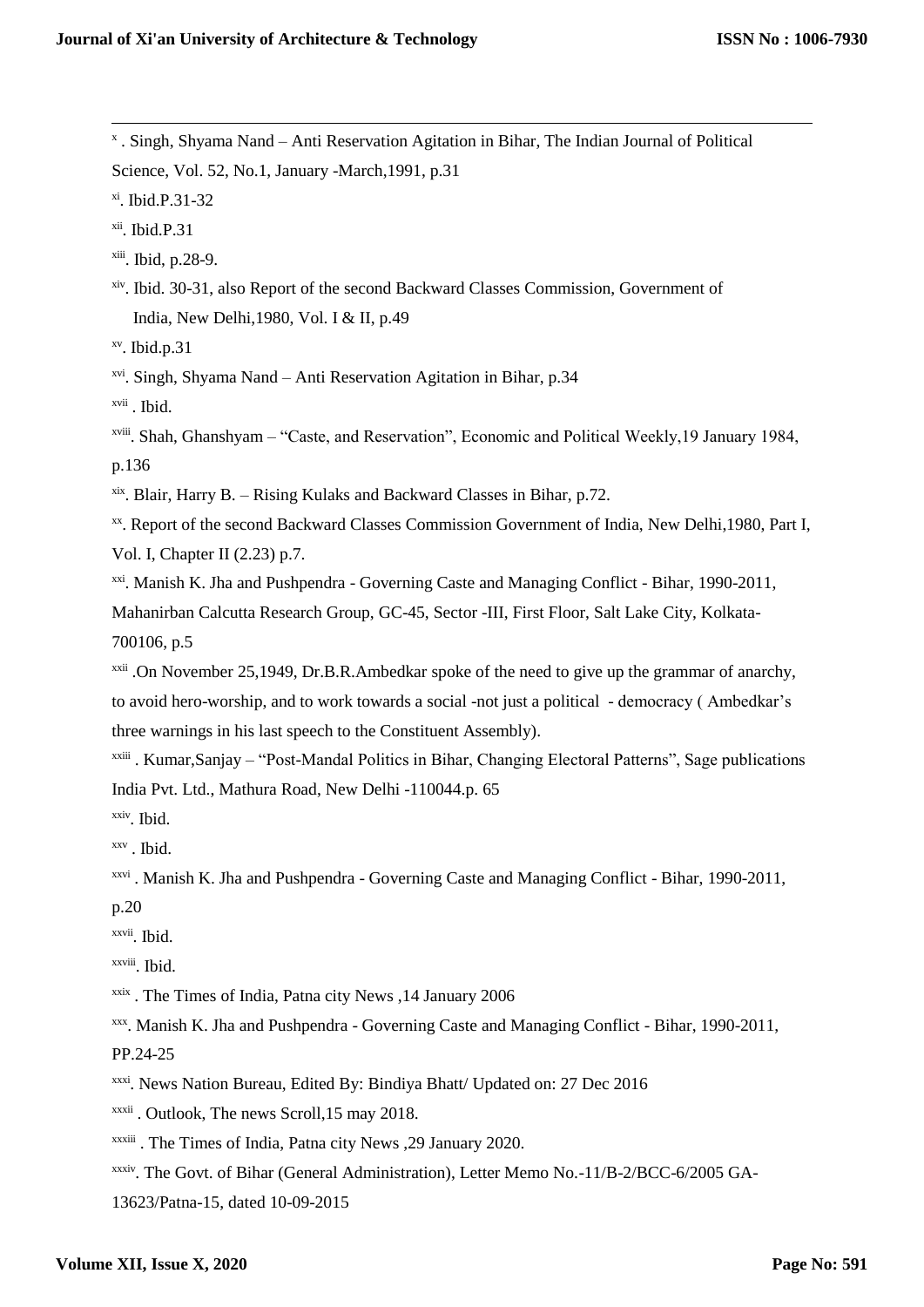[x] . Singh, Shyama Nand – Anti Reservation Agitation in Bihar, The Indian Journal of Political Science, Vol. 52, No.1, January -March,1991, p.31

[xi]. Ibid.P.31-32

[xii]. Ibid.P.31

[xiii]. Ibid, p.28-9.

[xiv]. Ibid. 30-31, also Report of the second Backward Classes Commission, Government of India, New Delhi,1980, Vol. I & II, p.49

[xv]. Ibid.p.31

[xvi]. Singh, Shyama Nand – Anti Reservation Agitation in Bihar, p.34

[xvii] . Ibid.

[xviii]. Shah, Ghanshyam – "Caste, and Reservation", Economic and Political Weekly,19 January 1984, p.136

[xix]. Blair, Harry B. – Rising Kulaks and Backward Classes in Bihar, p.72.

[xx]. Report of the second Backward Classes Commission Government of India, New Delhi,1980, Part I, Vol. I, Chapter II (2.23) p.7.

[xxi]. Manish K. Jha and Pushpendra - Governing Caste and Managing Conflict - Bihar, 1990-2011, Mahanirban Calcutta Research Group, GC-45, Sector -III, First Floor, Salt Lake City, Kolkata-700106, p.5

[xxii] .On November 25,1949, Dr.B.R.Ambedkar spoke of the need to give up the grammar of anarchy, to avoid hero-worship, and to work towards a social -not just a political - democracy ( Ambedkar's three warnings in his last speech to the Constituent Assembly).

[xxiii] . Kumar,Sanjay – "Post-Mandal Politics in Bihar, Changing Electoral Patterns", Sage publications India Pvt. Ltd., Mathura Road, New Delhi -110044.p. 65

[xxiv]. Ibid.

[xxv] . Ibid.

[xxvi] . Manish K. Jha and Pushpendra - Governing Caste and Managing Conflict - Bihar, 1990-2011, p.20

[xxvii]. Ibid.

[xxviii]. Ibid.

[xxix] . The Times of India, Patna city News ,14 January 2006

[xxx]. Manish K. Jha and Pushpendra - Governing Caste and Managing Conflict - Bihar, 1990-2011, PP.24-25

[xxxi]. News Nation Bureau, Edited By: Bindiya Bhatt/ Updated on: 27 Dec 2016

[xxxii] . Outlook, The news Scroll,15 may 2018.

[xxxiii] . The Times of India, Patna city News ,29 January 2020.

[xxxiv]. The Govt. of Bihar (General Administration), Letter Memo No.-11/B-2/BCC-6/2005 GA-13623/Patna-15, dated 10-09-2015